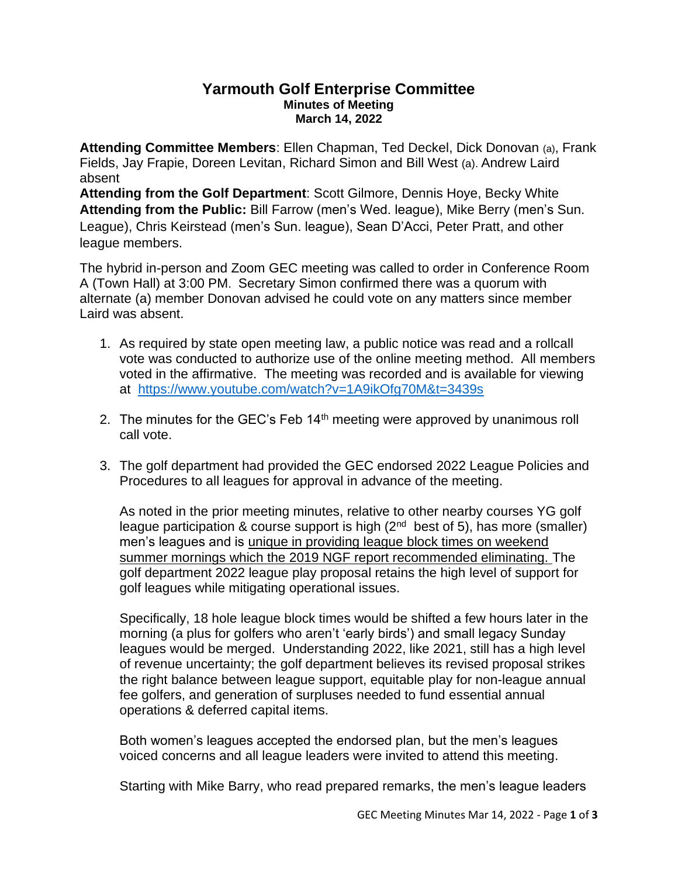# Yarmouth Golf Enterprise Committee

**Minutes of Meeting**
**March 14, 2022**

**Attending Committee Members**: Ellen Chapman, Ted Deckel, Dick Donovan (a), Frank Fields, Jay Frapie, Doreen Levitan, Richard Simon and Bill West (a). Andrew Laird absent

**Attending from the Golf Department**: Scott Gilmore, Dennis Hoye, Becky White

**Attending from the Public:** Bill Farrow (men's Wed. league), Mike Berry (men's Sun. League), Chris Keirstead (men's Sun. league), Sean D'Acci, Peter Pratt, and other league members.

The hybrid in-person and Zoom GEC meeting was called to order in Conference Room A (Town Hall) at 3:00 PM. Secretary Simon confirmed there was a quorum with alternate (a) member Donovan advised he could vote on any matters since member Laird was absent.

1. As required by state open meeting law, a public notice was read and a rollcall vote was conducted to authorize use of the online meeting method. All members voted in the affirmative. The meeting was recorded and is available for viewing at https://www.youtube.com/watch?v=1A9ikOfg70M&t=3439s

2. The minutes for the GEC's Feb 14th meeting were approved by unanimous roll call vote.

3. The golf department had provided the GEC endorsed 2022 League Policies and Procedures to all leagues for approval in advance of the meeting.

   As noted in the prior meeting minutes, relative to other nearby courses YG golf league participation & course support is high (2nd best of 5), has more (smaller) men's leagues and is <u>unique in providing league block times on weekend summer mornings which the 2019 NGF report recommended eliminating.</u> The golf department 2022 league play proposal retains the high level of support for golf leagues while mitigating operational issues.

   Specifically, 18 hole league block times would be shifted a few hours later in the morning (a plus for golfers who aren't 'early birds') and small legacy Sunday leagues would be merged. Understanding 2022, like 2021, still has a high level of revenue uncertainty; the golf department believes its revised proposal strikes the right balance between league support, equitable play for non-league annual fee golfers, and generation of surpluses needed to fund essential annual operations & deferred capital items.

   Both women's leagues accepted the endorsed plan, but the men's leagues voiced concerns and all league leaders were invited to attend this meeting.

   Starting with Mike Barry, who read prepared remarks, the men's league leaders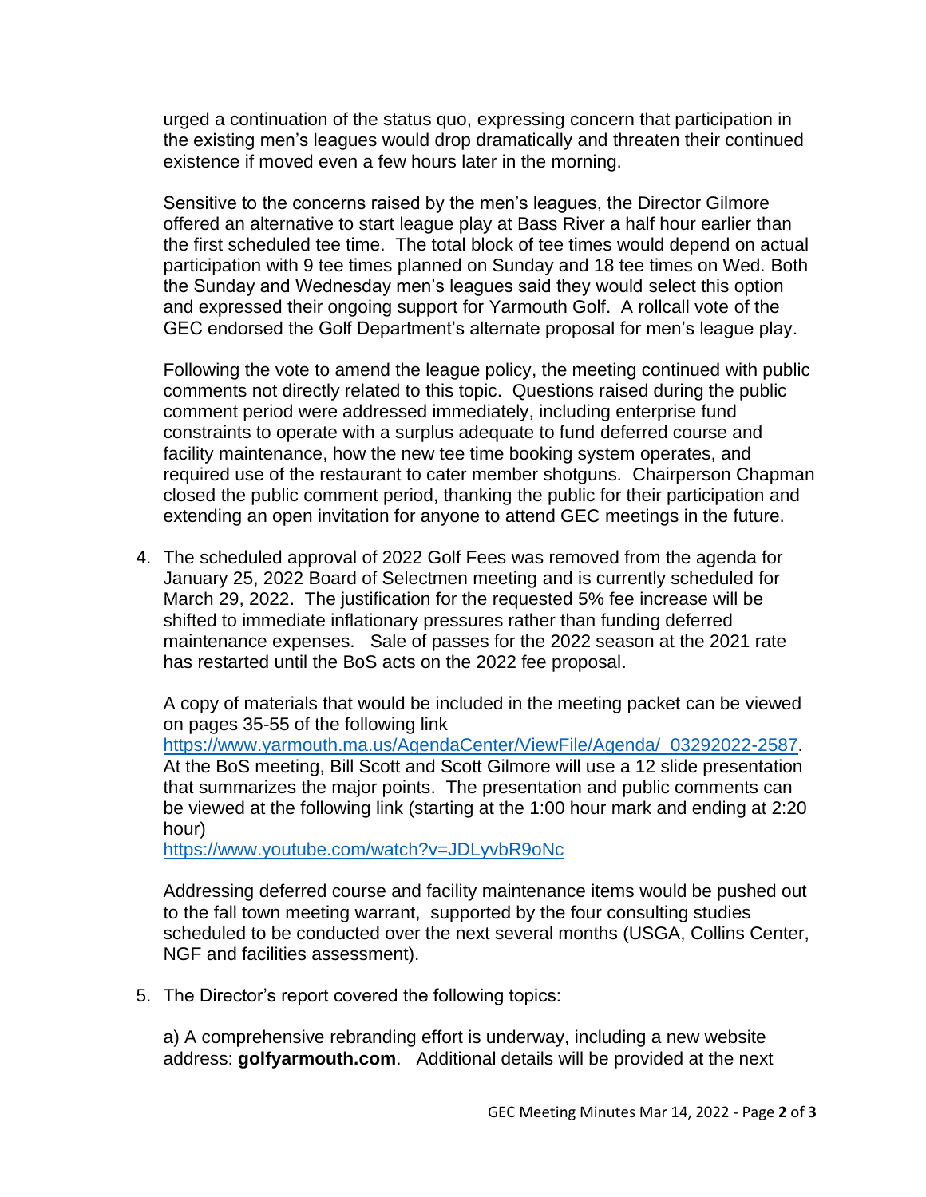urged a continuation of the status quo, expressing concern that participation in the existing men's leagues would drop dramatically and threaten their continued existence if moved even a few hours later in the morning.

Sensitive to the concerns raised by the men's leagues, the Director Gilmore offered an alternative to start league play at Bass River a half hour earlier than the first scheduled tee time. The total block of tee times would depend on actual participation with 9 tee times planned on Sunday and 18 tee times on Wed. Both the Sunday and Wednesday men's leagues said they would select this option and expressed their ongoing support for Yarmouth Golf. A rollcall vote of the GEC endorsed the Golf Department's alternate proposal for men's league play.

Following the vote to amend the league policy, the meeting continued with public comments not directly related to this topic. Questions raised during the public comment period were addressed immediately, including enterprise fund constraints to operate with a surplus adequate to fund deferred course and facility maintenance, how the new tee time booking system operates, and required use of the restaurant to cater member shotguns. Chairperson Chapman closed the public comment period, thanking the public for their participation and extending an open invitation for anyone to attend GEC meetings in the future.

4. The scheduled approval of 2022 Golf Fees was removed from the agenda for January 25, 2022 Board of Selectmen meeting and is currently scheduled for March 29, 2022. The justification for the requested 5% fee increase will be shifted to immediate inflationary pressures rather than funding deferred maintenance expenses. Sale of passes for the 2022 season at the 2021 rate has restarted until the BoS acts on the 2022 fee proposal.

   A copy of materials that would be included in the meeting packet can be viewed on pages 35-55 of the following link https://www.yarmouth.ma.us/AgendaCenter/ViewFile/Agenda/_03292022-2587. At the BoS meeting, Bill Scott and Scott Gilmore will use a 12 slide presentation that summarizes the major points. The presentation and public comments can be viewed at the following link (starting at the 1:00 hour mark and ending at 2:20 hour)
   https://www.youtube.com/watch?v=JDLyvbR9oNc

   Addressing deferred course and facility maintenance items would be pushed out to the fall town meeting warrant, supported by the four consulting studies scheduled to be conducted over the next several months (USGA, Collins Center, NGF and facilities assessment).

5. The Director's report covered the following topics:

   a) A comprehensive rebranding effort is underway, including a new website address: **golfyarmouth.com**. Additional details will be provided at the next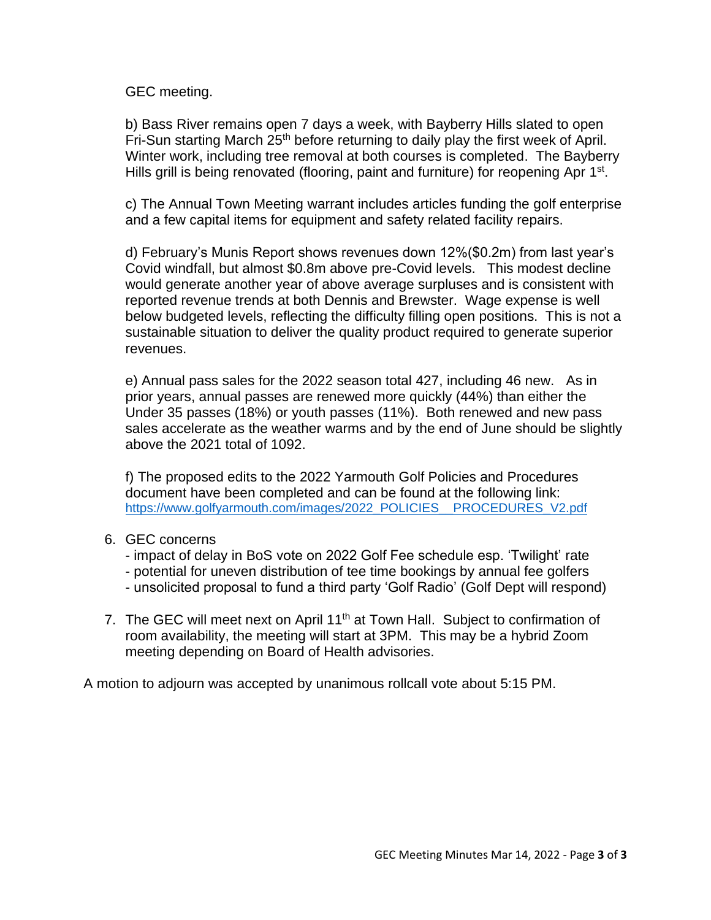GEC meeting.

b) Bass River remains open 7 days a week, with Bayberry Hills slated to open Fri-Sun starting March 25th before returning to daily play the first week of April. Winter work, including tree removal at both courses is completed. The Bayberry Hills grill is being renovated (flooring, paint and furniture) for reopening Apr 1st.

c) The Annual Town Meeting warrant includes articles funding the golf enterprise and a few capital items for equipment and safety related facility repairs.

d) February's Munis Report shows revenues down 12%($0.2m) from last year's Covid windfall, but almost $0.8m above pre-Covid levels. This modest decline would generate another year of above average surpluses and is consistent with reported revenue trends at both Dennis and Brewster. Wage expense is well below budgeted levels, reflecting the difficulty filling open positions. This is not a sustainable situation to deliver the quality product required to generate superior revenues.

e) Annual pass sales for the 2022 season total 427, including 46 new. As in prior years, annual passes are renewed more quickly (44%) than either the Under 35 passes (18%) or youth passes (11%). Both renewed and new pass sales accelerate as the weather warms and by the end of June should be slightly above the 2021 total of 1092.

f) The proposed edits to the 2022 Yarmouth Golf Policies and Procedures document have been completed and can be found at the following link: https://www.golfyarmouth.com/images/2022_POLICIES__PROCEDURES_V2.pdf

6. GEC concerns
   - impact of delay in BoS vote on 2022 Golf Fee schedule esp. 'Twilight' rate
   - potential for uneven distribution of tee time bookings by annual fee golfers
   - unsolicited proposal to fund a third party 'Golf Radio' (Golf Dept will respond)

7. The GEC will meet next on April 11th at Town Hall. Subject to confirmation of room availability, the meeting will start at 3PM. This may be a hybrid Zoom meeting depending on Board of Health advisories.

A motion to adjourn was accepted by unanimous rollcall vote about 5:15 PM.